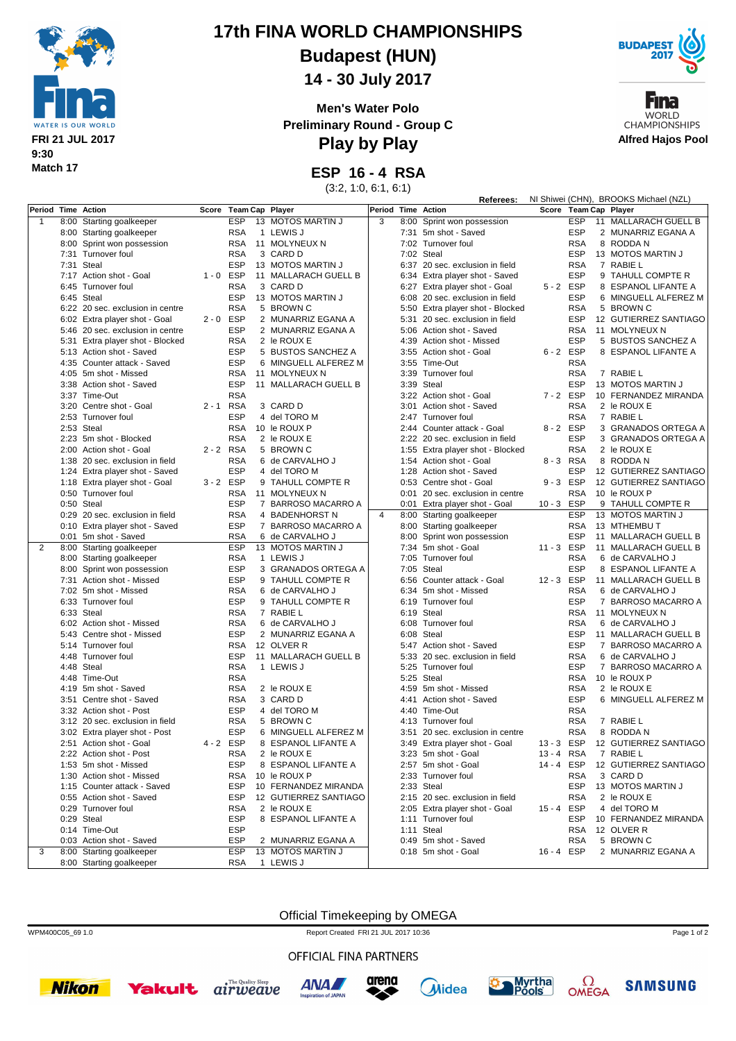# 17th FINA WORLD CHAMPIONSHIPS

## Budapest (HUN)

## 14 - 30 July 2017

FRI 21 JUL 2017
9:30
Match 17

**Men's Water Polo**
**Preliminary Round - Group C**

## Play by Play

Alfred Hajos Pool

## ESP 16 - 4 RSA

(3:2, 1:0, 6:1, 6:1)

**Referees:** NI Shiwei (CHN), BROOKS Michael (NZL)

| Period | Time | Action | Score | Team | Cap | Player |
|---|---|---|---|---|---|---|
| 1 | 8:00 | Starting goalkeeper | | ESP | 13 | MOTOS MARTIN J |
| | 8:00 | Starting goalkeeper | | RSA | 1 | LEWIS J |
| | 8:00 | Sprint won possession | | RSA | 11 | MOLYNEUX N |
| | 7:31 | Turnover foul | | RSA | 3 | CARD D |
| | 7:31 | Steal | | ESP | 13 | MOTOS MARTIN J |
| | 7:17 | Action shot - Goal | 1 - 0 | ESP | 11 | MALLARACH GUELL B |
| | 6:45 | Turnover foul | | RSA | 3 | CARD D |
| | 6:45 | Steal | | ESP | 13 | MOTOS MARTIN J |
| | 6:22 | 20 sec. exclusion in centre | | RSA | 5 | BROWN C |
| | 6:02 | Extra player shot - Goal | 2 - 0 | ESP | 2 | MUNARRIZ EGANA A |
| | 5:46 | 20 sec. exclusion in centre | | ESP | 2 | MUNARRIZ EGANA A |
| | 5:31 | Extra player shot - Blocked | | RSA | 2 | le ROUX E |
| | 5:13 | Action shot - Saved | | ESP | 5 | BUSTOS SANCHEZ A |
| | 4:35 | Counter attack - Saved | | ESP | 6 | MINGUELL ALFEREZ M |
| | 4:05 | 5m shot - Missed | | RSA | 11 | MOLYNEUX N |
| | 3:38 | Action shot - Saved | | ESP | 11 | MALLARACH GUELL B |
| | 3:37 | Time-Out | | RSA | | |
| | 3:20 | Centre shot - Goal | 2 - 1 | RSA | 3 | CARD D |
| | 2:53 | Turnover foul | | ESP | 4 | del TORO M |
| | 2:53 | Steal | | RSA | 10 | le ROUX P |
| | 2:23 | 5m shot - Blocked | | RSA | 2 | le ROUX E |
| | 2:00 | Action shot - Goal | 2 - 2 | RSA | 5 | BROWN C |
| | 1:38 | 20 sec. exclusion in field | | RSA | 6 | de CARVALHO J |
| | 1:24 | Extra player shot - Saved | | ESP | 4 | del TORO M |
| | 1:18 | Extra player shot - Goal | 3 - 2 | ESP | 9 | TAHULL COMPTE R |
| | 0:50 | Turnover foul | | RSA | 11 | MOLYNEUX N |
| | 0:50 | Steal | | ESP | 7 | BARROSO MACARRO A |
| | 0:29 | 20 sec. exclusion in field | | RSA | 4 | BADENHORST N |
| | 0:10 | Extra player shot - Saved | | ESP | 7 | BARROSO MACARRO A |
| | 0:01 | 5m shot - Saved | | RSA | 6 | de CARVALHO J |
| 2 | 8:00 | Starting goalkeeper | | ESP | 13 | MOTOS MARTIN J |
| | 8:00 | Starting goalkeeper | | RSA | 1 | LEWIS J |
| | 8:00 | Sprint won possession | | ESP | 3 | GRANADOS ORTEGA A |
| | 7:31 | Action shot - Missed | | ESP | 9 | TAHULL COMPTE R |
| | 7:02 | 5m shot - Missed | | RSA | 6 | de CARVALHO J |
| | 6:33 | Turnover foul | | ESP | 9 | TAHULL COMPTE R |
| | 6:33 | Steal | | RSA | 7 | RABIE L |
| | 6:02 | Action shot - Missed | | RSA | 6 | de CARVALHO J |
| | 5:43 | Centre shot - Missed | | ESP | 2 | MUNARRIZ EGANA A |
| | 5:14 | Turnover foul | | RSA | 12 | OLVER R |
| | 4:48 | Turnover foul | | ESP | 11 | MALLARACH GUELL B |
| | 4:48 | Steal | | RSA | 1 | LEWIS J |
| | 4:48 | Time-Out | | RSA | | |
| | 4:19 | 5m shot - Saved | | RSA | 2 | le ROUX E |
| | 3:51 | Centre shot - Saved | | RSA | 3 | CARD D |
| | 3:32 | Action shot - Post | | ESP | 4 | del TORO M |
| | 3:12 | 20 sec. exclusion in field | | RSA | 5 | BROWN C |
| | 3:02 | Extra player shot - Post | | ESP | 6 | MINGUELL ALFEREZ M |
| | 2:51 | Action shot - Goal | 4 - 2 | ESP | 8 | ESPANOL LIFANTE A |
| | 2:22 | Action shot - Post | | RSA | 2 | le ROUX E |
| | 1:53 | 5m shot - Missed | | ESP | 8 | ESPANOL LIFANTE A |
| | 1:30 | Action shot - Missed | | RSA | 10 | le ROUX P |
| | 1:15 | Counter attack - Saved | | ESP | 10 | FERNANDEZ MIRANDA |
| | 0:55 | Action shot - Saved | | ESP | 12 | GUTIERREZ SANTIAGO |
| | 0:29 | Turnover foul | | RSA | 2 | le ROUX E |
| | 0:29 | Steal | | ESP | 8 | ESPANOL LIFANTE A |
| | 0:14 | Time-Out | | ESP | | |
| | 0:03 | Action shot - Saved | | ESP | 2 | MUNARRIZ EGANA A |
| 3 | 8:00 | Starting goalkeeper | | ESP | 13 | MOTOS MARTIN J |
| | 8:00 | Starting goalkeeper | | RSA | 1 | LEWIS J |
| 3 | 8:00 | Sprint won possession | | ESP | 11 | MALLARACH GUELL B |
| | 7:31 | 5m shot - Saved | | ESP | 2 | MUNARRIZ EGANA A |
| | 7:02 | Turnover foul | | RSA | 8 | RODDA N |
| | 7:02 | Steal | | ESP | 13 | MOTOS MARTIN J |
| | 6:37 | 20 sec. exclusion in field | | RSA | 7 | RABIE L |
| | 6:34 | Extra player shot - Saved | | ESP | 9 | TAHULL COMPTE R |
| | 6:27 | Extra player shot - Goal | 5 - 2 | ESP | 8 | ESPANOL LIFANTE A |
| | 6:08 | 20 sec. exclusion in field | | ESP | 6 | MINGUELL ALFEREZ M |
| | 5:50 | Extra player shot - Blocked | | RSA | 5 | BROWN C |
| | 5:31 | 20 sec. exclusion in field | | ESP | 12 | GUTIERREZ SANTIAGO |
| | 5:06 | Action shot - Saved | | RSA | 11 | MOLYNEUX N |
| | 4:39 | Action shot - Missed | | ESP | 5 | BUSTOS SANCHEZ A |
| | 3:55 | Action shot - Goal | 6 - 2 | ESP | 8 | ESPANOL LIFANTE A |
| | 3:55 | Time-Out | | RSA | | |
| | 3:39 | Turnover foul | | RSA | 7 | RABIE L |
| | 3:39 | Steal | | ESP | 13 | MOTOS MARTIN J |
| | 3:22 | Action shot - Goal | 7 - 2 | ESP | 10 | FERNANDEZ MIRANDA |
| | 3:01 | Action shot - Saved | | RSA | 2 | le ROUX E |
| | 2:47 | Turnover foul | | RSA | 7 | RABIE L |
| | 2:44 | Counter attack - Goal | 8 - 2 | ESP | 3 | GRANADOS ORTEGA A |
| | 2:22 | 20 sec. exclusion in field | | ESP | 3 | GRANADOS ORTEGA A |
| | 1:55 | Extra player shot - Blocked | | RSA | 2 | le ROUX E |
| | 1:54 | Action shot - Goal | 8 - 3 | RSA | 8 | RODDA N |
| | 1:28 | Action shot - Saved | | ESP | 12 | GUTIERREZ SANTIAGO |
| | 0:53 | Centre shot - Goal | 9 - 3 | ESP | 12 | GUTIERREZ SANTIAGO |
| | 0:01 | 20 sec. exclusion in centre | | RSA | 10 | le ROUX P |
| | 0:01 | Extra player shot - Goal | 10 - 3 | ESP | 9 | TAHULL COMPTE R |
| 4 | 8:00 | Starting goalkeeper | | ESP | 13 | MOTOS MARTIN J |
| | 8:00 | Starting goalkeeper | | RSA | 13 | MTHEMBU T |
| | 8:00 | Sprint won possession | | ESP | 11 | MALLARACH GUELL B |
| | 7:34 | 5m shot - Goal | 11 - 3 | ESP | 11 | MALLARACH GUELL B |
| | 7:05 | Turnover foul | | RSA | 6 | de CARVALHO J |
| | 7:05 | Steal | | ESP | 8 | ESPANOL LIFANTE A |
| | 6:56 | Counter attack - Goal | 12 - 3 | ESP | 11 | MALLARACH GUELL B |
| | 6:34 | 5m shot - Missed | | RSA | 6 | de CARVALHO J |
| | 6:19 | Turnover foul | | ESP | 7 | BARROSO MACARRO A |
| | 6:19 | Steal | | RSA | 11 | MOLYNEUX N |
| | 6:08 | Turnover foul | | RSA | 6 | de CARVALHO J |
| | 6:08 | Steal | | ESP | 11 | MALLARACH GUELL B |
| | 5:47 | Action shot - Saved | | ESP | 7 | BARROSO MACARRO A |
| | 5:33 | 20 sec. exclusion in field | | RSA | 6 | de CARVALHO J |
| | 5:25 | Turnover foul | | ESP | 7 | BARROSO MACARRO A |
| | 5:25 | Steal | | RSA | 10 | le ROUX P |
| | 4:59 | 5m shot - Missed | | RSA | 2 | le ROUX E |
| | 4:41 | Action shot - Saved | | ESP | 6 | MINGUELL ALFEREZ M |
| | 4:40 | Time-Out | | RSA | | |
| | 4:13 | Turnover foul | | RSA | 7 | RABIE L |
| | 3:51 | 20 sec. exclusion in centre | | RSA | 8 | RODDA N |
| | 3:49 | Extra player shot - Goal | 13 - 3 | ESP | 12 | GUTIERREZ SANTIAGO |
| | 3:23 | 5m shot - Goal | 13 - 4 | RSA | 7 | RABIE L |
| | 2:57 | 5m shot - Goal | 14 - 4 | ESP | 12 | GUTIERREZ SANTIAGO |
| | 2:33 | Turnover foul | | RSA | 3 | CARD D |
| | 2:33 | Steal | | ESP | 13 | MOTOS MARTIN J |
| | 2:15 | 20 sec. exclusion in field | | RSA | 2 | le ROUX E |
| | 2:05 | Extra player shot - Goal | 15 - 4 | ESP | 4 | del TORO M |
| | 1:11 | Turnover foul | | ESP | 10 | FERNANDEZ MIRANDA |
| | 1:11 | Steal | | RSA | 12 | OLVER R |
| | 0:49 | 5m shot - Saved | | RSA | 5 | BROWN C |
| | 0:18 | 5m shot - Goal | 16 - 4 | ESP | 2 | MUNARRIZ EGANA A |

Official Timekeeping by OMEGA

WPM400C05_69 1.0 — Report Created FRI 21 JUL 2017 10:36

OFFICIAL FINA PARTNERS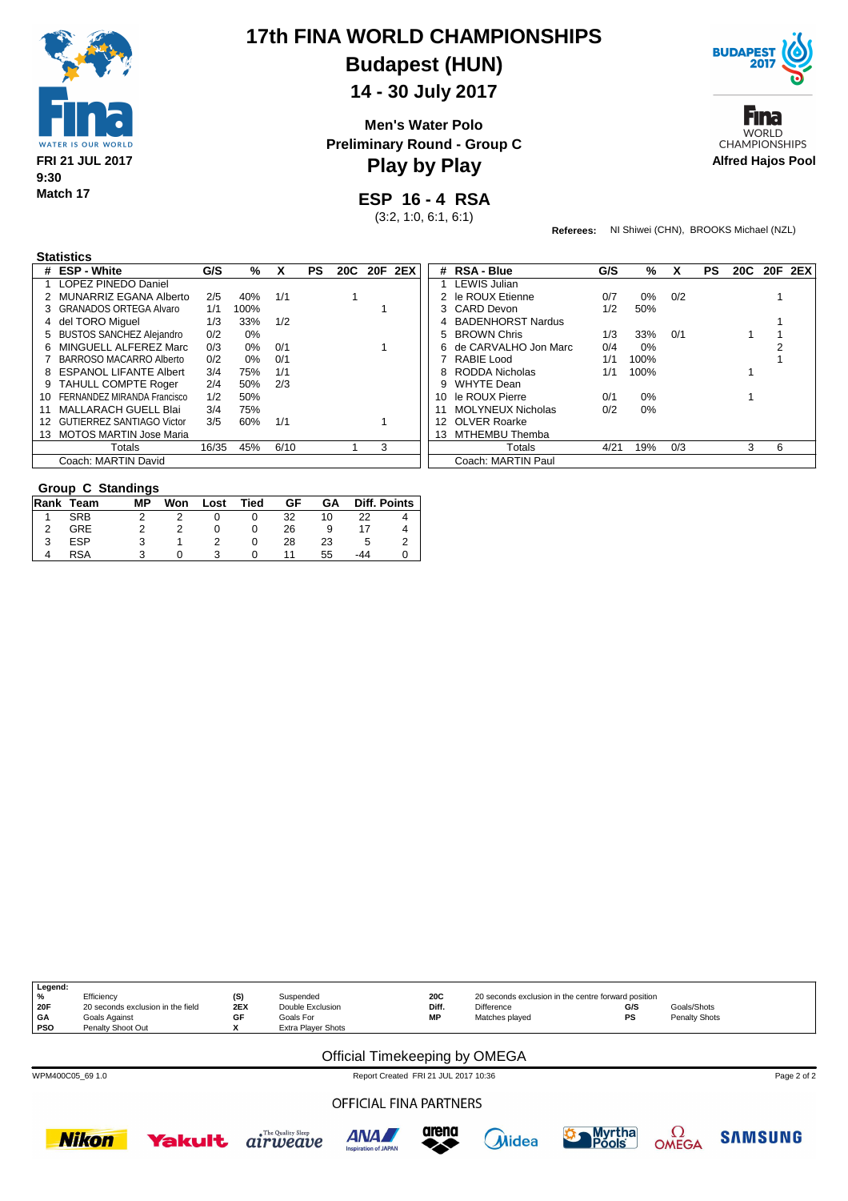# 17th FINA WORLD CHAMPIONSHIPS

## Budapest (HUN)

## 14 - 30 July 2017

FRI 21 JUL 2017
9:30
Match 17

**Men's Water Polo**
**Preliminary Round - Group C**

## Play by Play

Alfred Hajos Pool

## ESP 16 - 4 RSA

(3:2, 1:0, 6:1, 6:1)

**Referees:** NI Shiwei (CHN), BROOKS Michael (NZL)

### Statistics

| # | ESP - White | G/S | % | X | PS | 20C | 20F | 2EX |
|---|---|---|---|---|---|---|---|---|
| 1 | LOPEZ PINEDO Daniel | | | | | | | |
| 2 | MUNARRIZ EGANA Alberto | 2/5 | 40% | 1/1 | | 1 | | |
| 3 | GRANADOS ORTEGA Alvaro | 1/1 | 100% | | | | 1 | |
| 4 | del TORO Miguel | 1/3 | 33% | 1/2 | | | | |
| 5 | BUSTOS SANCHEZ Alejandro | 0/2 | 0% | | | | | |
| 6 | MINGUELL ALFEREZ Marc | 0/3 | 0% | 0/1 | | | 1 | |
| 7 | BARROSO MACARRO Alberto | 0/2 | 0% | 0/1 | | | | |
| 8 | ESPANOL LIFANTE Albert | 3/4 | 75% | 1/1 | | | | |
| 9 | TAHULL COMPTE Roger | 2/4 | 50% | 2/3 | | | | |
| 10 | FERNANDEZ MIRANDA Francisco | 1/2 | 50% | | | | | |
| 11 | MALLARACH GUELL Blai | 3/4 | 75% | | | | | |
| 12 | GUTIERREZ SANTIAGO Victor | 3/5 | 60% | 1/1 | | | 1 | |
| 13 | MOTOS MARTIN Jose Maria | | | | | | | |
| | Totals | 16/35 | 45% | 6/10 | | 1 | 3 | |
| | Coach: MARTIN David | | | | | | | |

| # | RSA - Blue | G/S | % | X | PS | 20C | 20F | 2EX |
|---|---|---|---|---|---|---|---|---|
| 1 | LEWIS Julian | | | | | | | |
| 2 | le ROUX Etienne | 0/7 | 0% | 0/2 | | | 1 | |
| 3 | CARD Devon | 1/2 | 50% | | | | | |
| 4 | BADENHORST Nardus | | | | | | 1 | |
| 5 | BROWN Chris | 1/3 | 33% | 0/1 | | 1 | 1 | |
| 6 | de CARVALHO Jon Marc | 0/4 | 0% | | | | 2 | |
| 7 | RABIE Lood | 1/1 | 100% | | | | 1 | |
| 8 | RODDA Nicholas | 1/1 | 100% | | | 1 | | |
| 9 | WHYTE Dean | | | | | | | |
| 10 | le ROUX Pierre | 0/1 | 0% | | | 1 | | |
| 11 | MOLYNEUX Nicholas | 0/2 | 0% | | | | | |
| 12 | OLVER Roarke | | | | | | | |
| 13 | MTHEMBU Themba | | | | | | | |
| | Totals | 4/21 | 19% | 0/3 | | 3 | 6 | |
| | Coach: MARTIN Paul | | | | | | | |

### Group C Standings

| Rank | Team | MP | Won | Lost | Tied | GF | GA | Diff. | Points |
|---|---|---|---|---|---|---|---|---|---|
| 1 | SRB | 2 | 2 | 0 | 0 | 32 | 10 | 22 | 4 |
| 2 | GRE | 2 | 2 | 0 | 0 | 26 | 9 | 17 | 4 |
| 3 | ESP | 3 | 1 | 2 | 0 | 28 | 23 | 5 | 2 |
| 4 | RSA | 3 | 0 | 3 | 0 | 11 | 55 | -44 | 0 |

**Legend:**

| | | | | | | | |
|---|---|---|---|---|---|---|---|
| % | Efficiency | (S) | Suspended | 20C | 20 seconds exclusion in the centre forward position | | |
| 20F | 20 seconds exclusion in the field | 2EX | Double Exclusion | Diff. | Difference | G/S | Goals/Shots |
| GA | Goals Against | GF | Goals For | MP | Matches played | PS | Penalty Shots |
| PSO | Penalty Shoot Out | X | Extra Player Shots | | | | |

Official Timekeeping by OMEGA

WPM400C05_69 1.0 — Report Created FRI 21 JUL 2017 10:36

OFFICIAL FINA PARTNERS